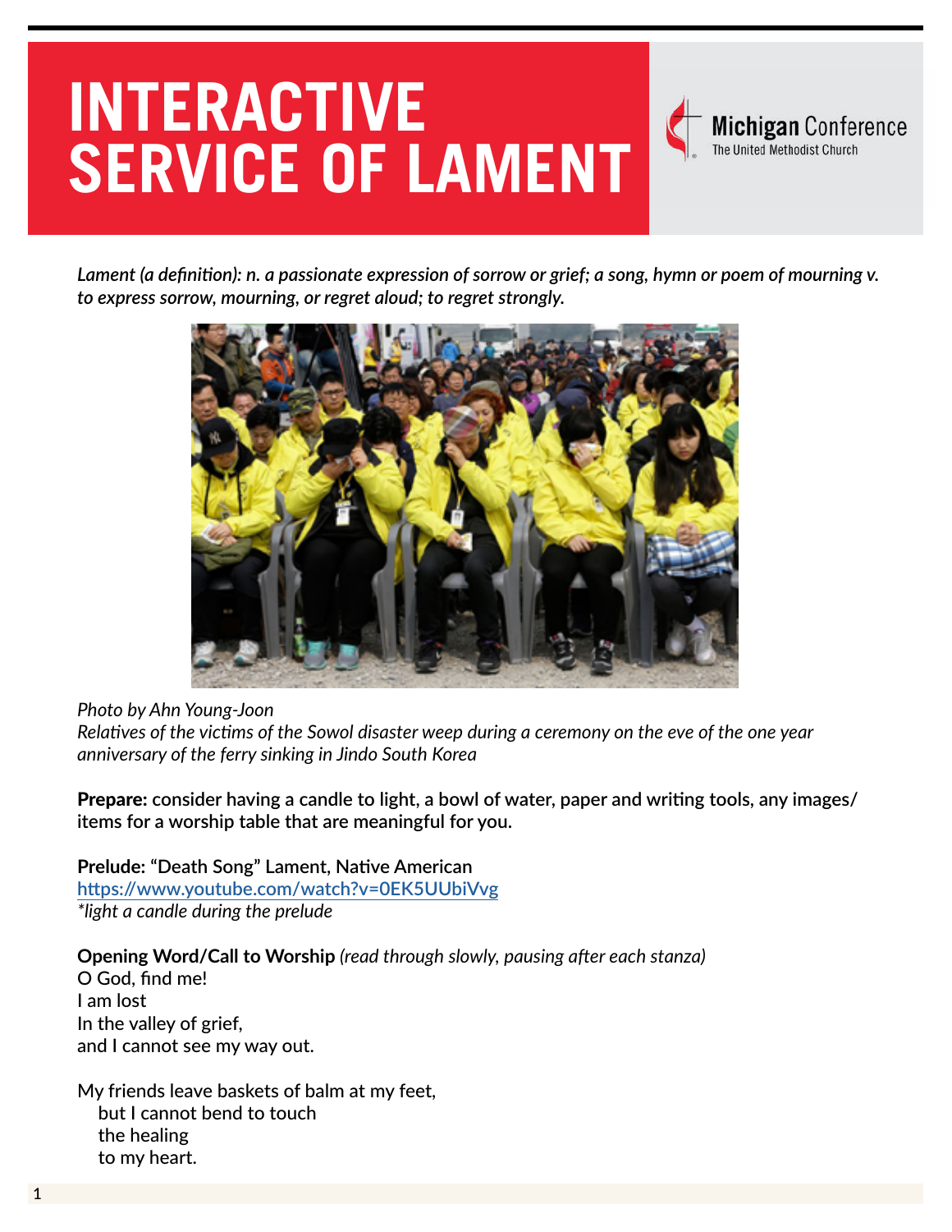# INTERACTIVE SERVICE OF LAMENT

Michigan Conference
The United Methodist Church

***Lament (a definition): n. a passionate expression of sorrow or grief; a song, hymn or poem of mourning v. to express sorrow, mourning, or regret aloud; to regret strongly.***

*Photo by Ahn Young-Joon*
*Relatives of the victims of the Sowol disaster weep during a ceremony on the eve of the one year anniversary of the ferry sinking in Jindo South Korea*

**Prepare: consider having a candle to light, a bowl of water, paper and writing tools, any images/ items for a worship table that are meaningful for you.**

**Prelude:** **"Death Song" Lament, Native American**
https://www.youtube.com/watch?v=0EK5UUbiVvg
*\*light a candle during the prelude*

**Opening Word/Call to Worship** *(read through slowly, pausing after each stanza)*

O God, find me!
I am lost
In the valley of grief,
and I cannot see my way out.

My friends leave baskets of balm at my feet,
  but I cannot bend to touch
  the healing
  to my heart.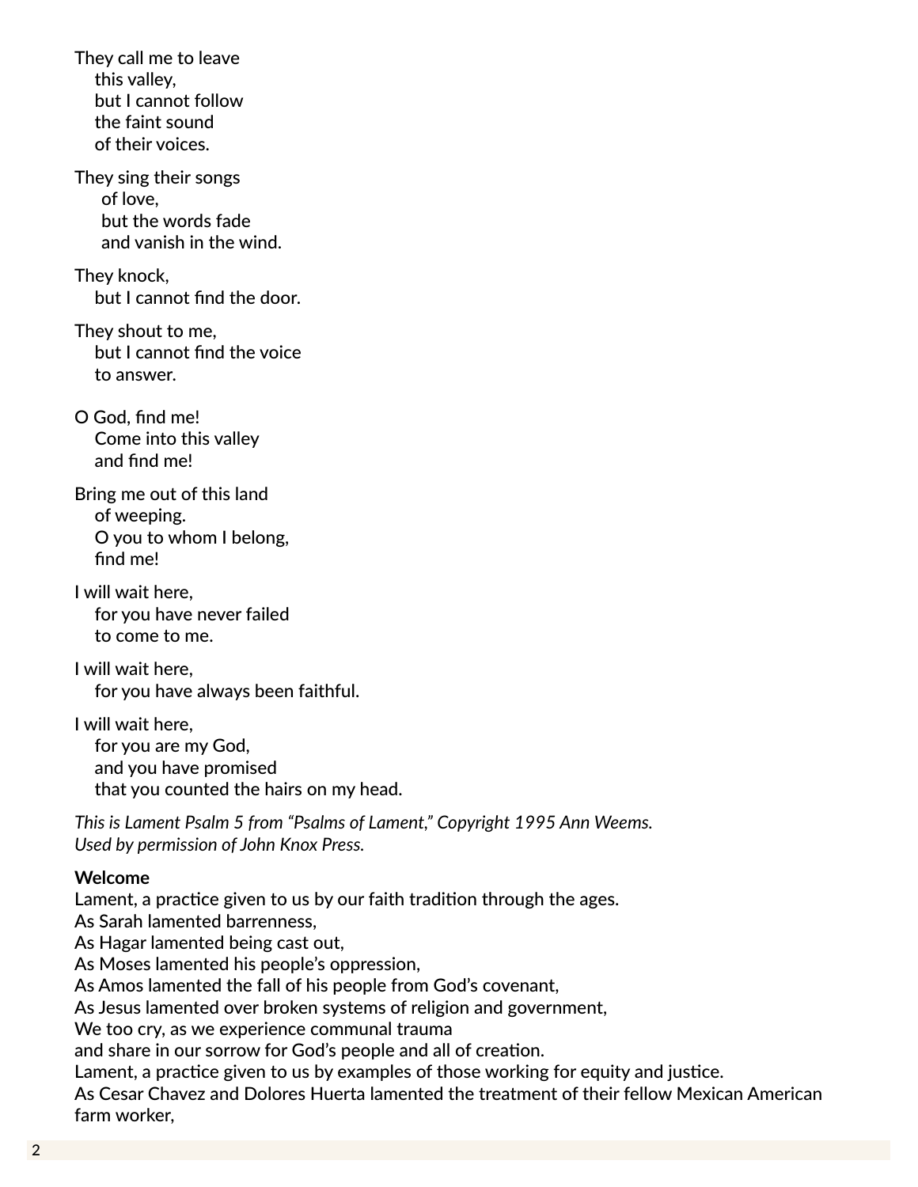They call me to leave  
this valley,  
but I cannot follow  
the faint sound  
of their voices.

They sing their songs  
of love,  
but the words fade  
and vanish in the wind.

They knock,  
but I cannot find the door.

They shout to me,  
but I cannot find the voice  
to answer.

O God, find me!  
Come into this valley  
and find me!

Bring me out of this land  
of weeping.  
O you to whom I belong,  
find me!

I will wait here,  
for you have never failed  
to come to me.

I will wait here,  
for you have always been faithful.

I will wait here,  
for you are my God,  
and you have promised  
that you counted the hairs on my head.

*This is Lament Psalm 5 from "Psalms of Lament," Copyright 1995 Ann Weems. Used by permission of John Knox Press.*

**Welcome**

Lament, a practice given to us by our faith tradition through the ages.  
As Sarah lamented barrenness,  
As Hagar lamented being cast out,  
As Moses lamented his people's oppression,  
As Amos lamented the fall of his people from God's covenant,  
As Jesus lamented over broken systems of religion and government,  
We too cry, as we experience communal trauma  
and share in our sorrow for God's people and all of creation.  
Lament, a practice given to us by examples of those working for equity and justice.  
As Cesar Chavez and Dolores Huerta lamented the treatment of their fellow Mexican American farm worker,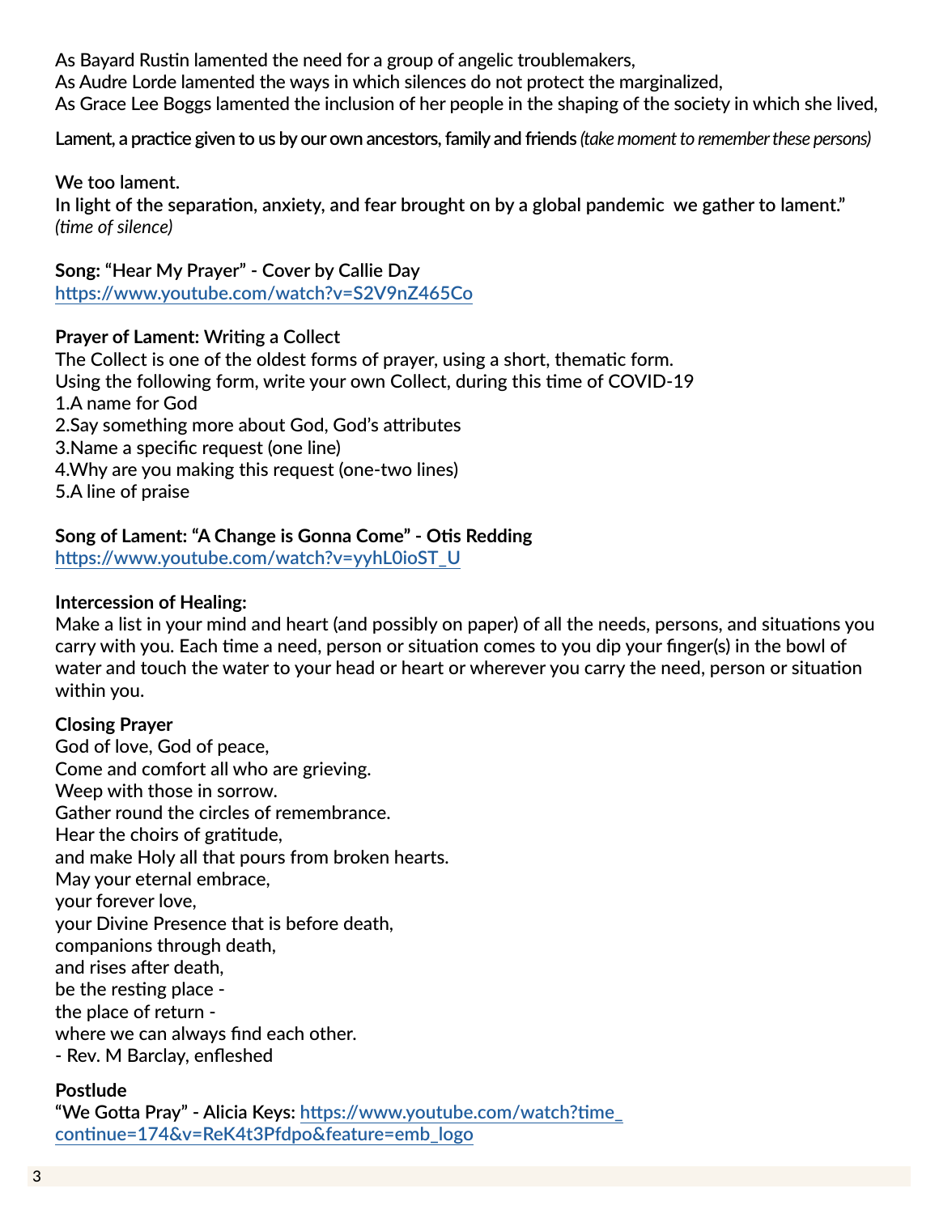As Bayard Rustin lamented the need for a group of angelic troublemakers,
As Audre Lorde lamented the ways in which silences do not protect the marginalized,
As Grace Lee Boggs lamented the inclusion of her people in the shaping of the society in which she lived,

**Lament, a practice given to us by our own ancestors, family and friends** *(take moment to remember these persons)*

**We too lament.**
**In light of the separation, anxiety, and fear brought on by a global pandemic we gather to lament."**
*(time of silence)*

**Song: "Hear My Prayer" - Cover by Callie Day**
https://www.youtube.com/watch?v=S2V9nZ465Co

**Prayer of Lament:** Writing a Collect
The Collect is one of the oldest forms of prayer, using a short, thematic form.
Using the following form, write your own Collect, during this time of COVID-19

1. A name for God
2. Say something more about God, God's attributes
3. Name a specific request (one line)
4. Why are you making this request (one-two lines)
5. A line of praise

**Song of Lament: "A Change is Gonna Come" - Otis Redding**
https://www.youtube.com/watch?v=yyhL0ioST_U

**Intercession of Healing:**
Make a list in your mind and heart (and possibly on paper) of all the needs, persons, and situations you carry with you. Each time a need, person or situation comes to you dip your finger(s) in the bowl of water and touch the water to your head or heart or wherever you carry the need, person or situation within you.

**Closing Prayer**
God of love, God of peace,
Come and comfort all who are grieving.
Weep with those in sorrow.
Gather round the circles of remembrance.
Hear the choirs of gratitude,
and make Holy all that pours from broken hearts.
May your eternal embrace,
your forever love,
your Divine Presence that is before death,
companions through death,
and rises after death,
be the resting place -
the place of return -
where we can always find each other.
- Rev. M Barclay, enfleshed

**Postlude**
**"We Gotta Pray" - Alicia Keys:** https://www.youtube.com/watch?time_continue=174&v=ReK4t3Pfdpo&feature=emb_logo